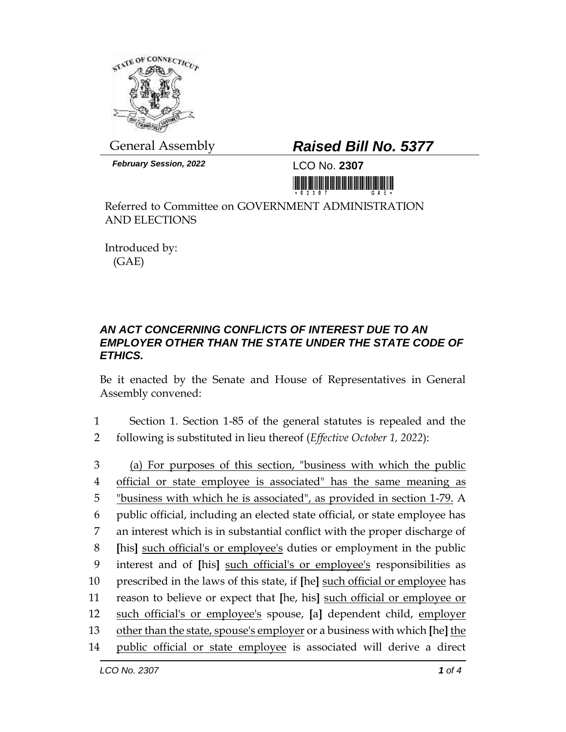General Assembly

***February Session, 2022***

## ***Raised Bill No. 5377***

LCO No. **2307**

Referred to Committee on GOVERNMENT ADMINISTRATION AND ELECTIONS

Introduced by:
(GAE)

### ***AN ACT CONCERNING CONFLICTS OF INTEREST DUE TO AN EMPLOYER OTHER THAN THE STATE UNDER THE STATE CODE OF ETHICS.***

Be it enacted by the Senate and House of Representatives in General Assembly convened:

1 Section 1. Section 1-85 of the general statutes is repealed and the
2 following is substituted in lieu thereof (*Effective October 1, 2022*):

3 <u>(a) For purposes of this section, "business with which the public</u>
4 <u>official or state employee is associated" has the same meaning as</u>
5 <u>"business with which he is associated", as provided in section 1-79.</u> A
6 public official, including an elected state official, or state employee has
7 an interest which is in substantial conflict with the proper discharge of
8 **[**his**]** <u>such official's or employee's</u> duties or employment in the public
9 interest and of **[**his**]** <u>such official's or employee's</u> responsibilities as
10 prescribed in the laws of this state, if **[**he**]** <u>such official or employee</u> has
11 reason to believe or expect that **[**he, his**]** <u>such official or employee or</u>
12 <u>such official's or employee's</u> spouse, **[**a**]** dependent child, <u>employer</u>
13 <u>other than the state, spouse's employer</u> or a business with which **[**he**]** <u>the</u>
14 <u>public official or state employee</u> is associated will derive a direct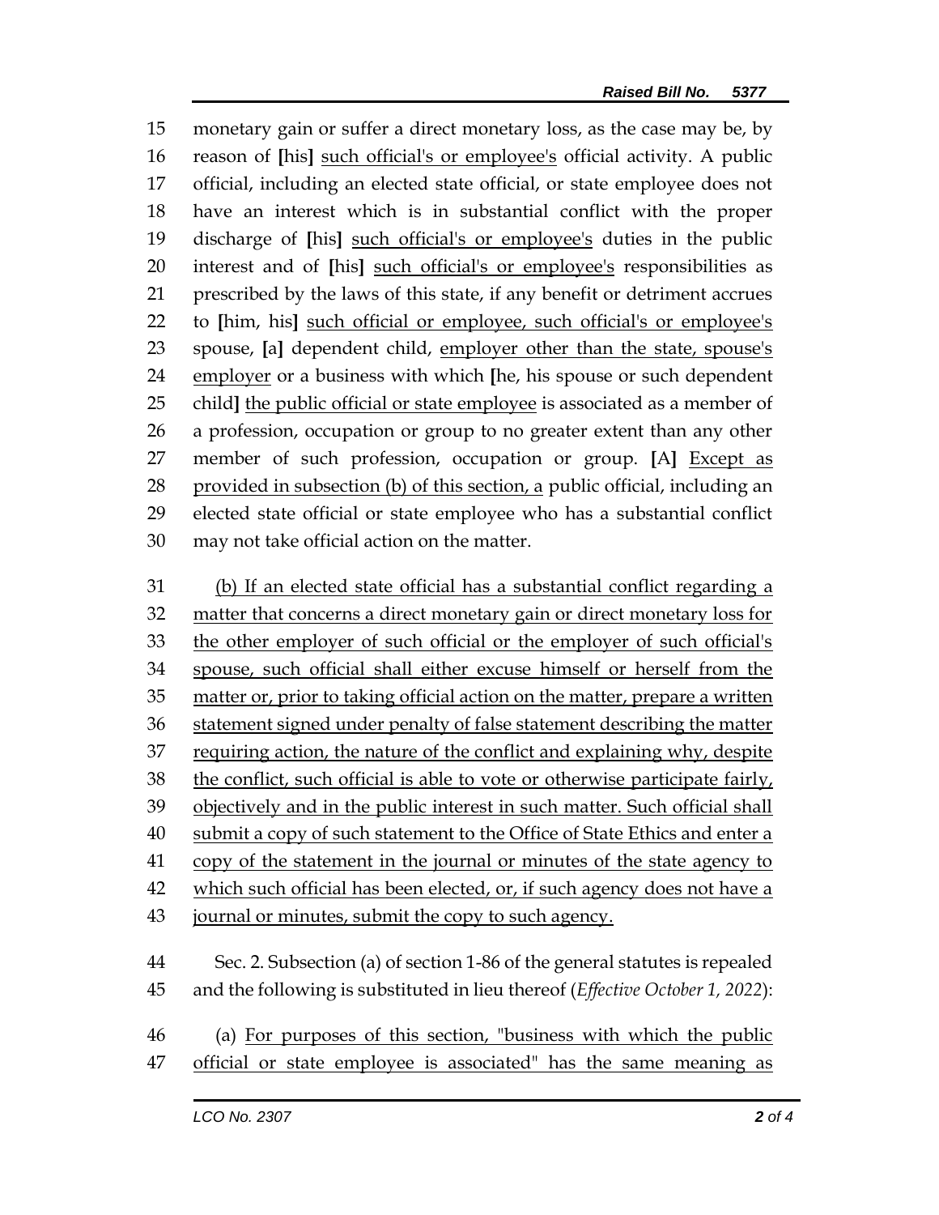monetary gain or suffer a direct monetary loss, as the case may be, by reason of [his] such official's or employee's official activity. A public official, including an elected state official, or state employee does not have an interest which is in substantial conflict with the proper discharge of [his] such official's or employee's duties in the public interest and of [his] such official's or employee's responsibilities as prescribed by the laws of this state, if any benefit or detriment accrues to [him, his] such official or employee, such official's or employee's spouse, [a] dependent child, employer other than the state, spouse's employer or a business with which [he, his spouse or such dependent child] the public official or state employee is associated as a member of a profession, occupation or group to no greater extent than any other member of such profession, occupation or group. [A] Except as provided in subsection (b) of this section, a public official, including an elected state official or state employee who has a substantial conflict may not take official action on the matter.

(b) If an elected state official has a substantial conflict regarding a matter that concerns a direct monetary gain or direct monetary loss for the other employer of such official or the employer of such official's spouse, such official shall either excuse himself or herself from the matter or, prior to taking official action on the matter, prepare a written statement signed under penalty of false statement describing the matter requiring action, the nature of the conflict and explaining why, despite the conflict, such official is able to vote or otherwise participate fairly, objectively and in the public interest in such matter. Such official shall submit a copy of such statement to the Office of State Ethics and enter a copy of the statement in the journal or minutes of the state agency to which such official has been elected, or, if such agency does not have a journal or minutes, submit the copy to such agency.

Sec. 2. Subsection (a) of section 1-86 of the general statutes is repealed and the following is substituted in lieu thereof (*Effective October 1, 2022*):

(a) For purposes of this section, "business with which the public official or state employee is associated" has the same meaning as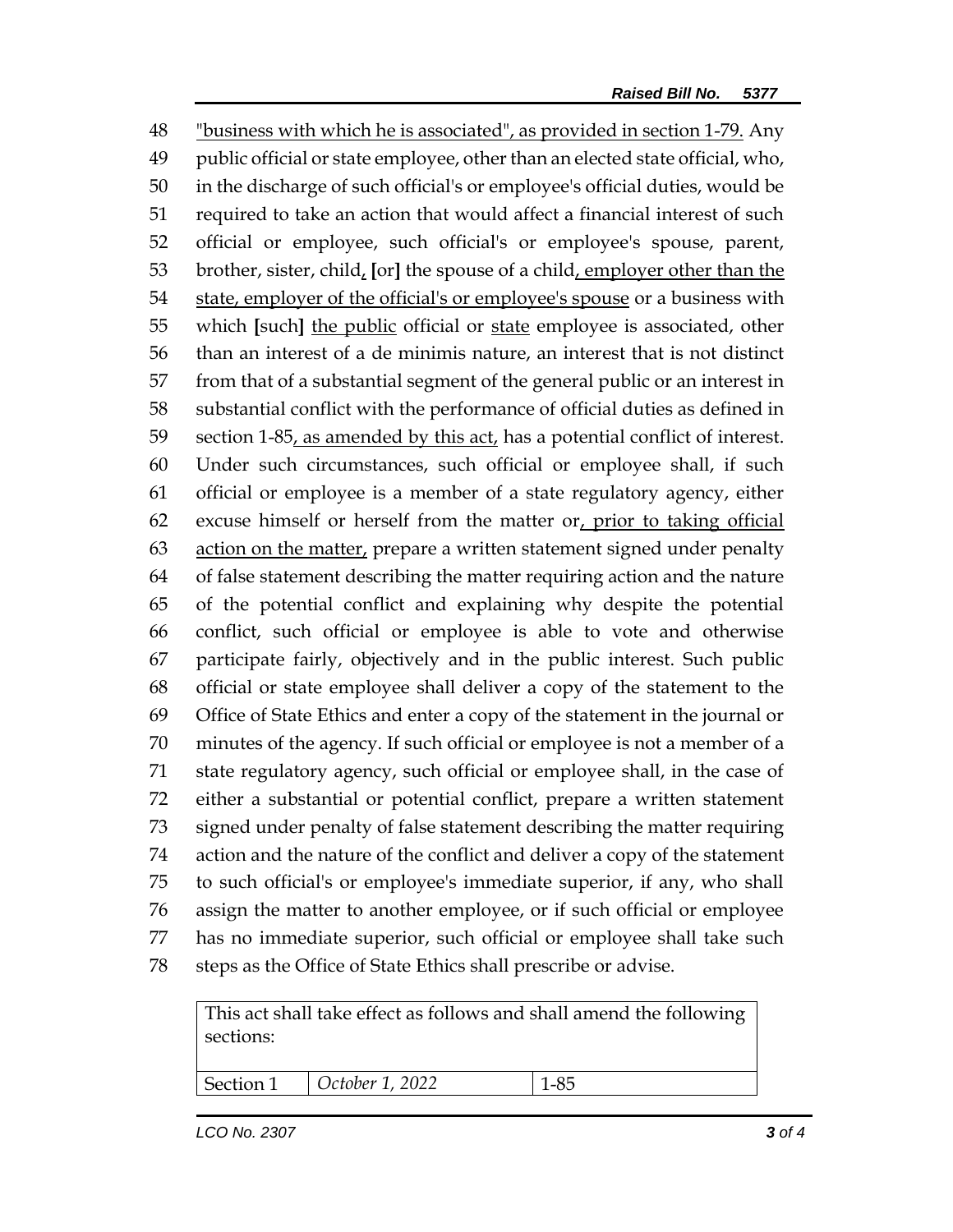48 "business with which he is associated", as provided in section 1-79. Any
49 public official or state employee, other than an elected state official, who,
50 in the discharge of such official's or employee's official duties, would be
51 required to take an action that would affect a financial interest of such
52 official or employee, such official's or employee's spouse, parent,
53 brother, sister, child, [or] the spouse of a child, employer other than the
54 state, employer of the official's or employee's spouse or a business with
55 which [such] the public official or state employee is associated, other
56 than an interest of a de minimis nature, an interest that is not distinct
57 from that of a substantial segment of the general public or an interest in
58 substantial conflict with the performance of official duties as defined in
59 section 1-85, as amended by this act, has a potential conflict of interest.
60 Under such circumstances, such official or employee shall, if such
61 official or employee is a member of a state regulatory agency, either
62 excuse himself or herself from the matter or, prior to taking official
63 action on the matter, prepare a written statement signed under penalty
64 of false statement describing the matter requiring action and the nature
65 of the potential conflict and explaining why despite the potential
66 conflict, such official or employee is able to vote and otherwise
67 participate fairly, objectively and in the public interest. Such public
68 official or state employee shall deliver a copy of the statement to the
69 Office of State Ethics and enter a copy of the statement in the journal or
70 minutes of the agency. If such official or employee is not a member of a
71 state regulatory agency, such official or employee shall, in the case of
72 either a substantial or potential conflict, prepare a written statement
73 signed under penalty of false statement describing the matter requiring
74 action and the nature of the conflict and deliver a copy of the statement
75 to such official's or employee's immediate superior, if any, who shall
76 assign the matter to another employee, or if such official or employee
77 has no immediate superior, such official or employee shall take such
78 steps as the Office of State Ethics shall prescribe or advise.

| This act shall take effect as follows and shall amend the following sections: | | |
|---|---|---|
| Section 1 | *October 1, 2022* | 1-85 |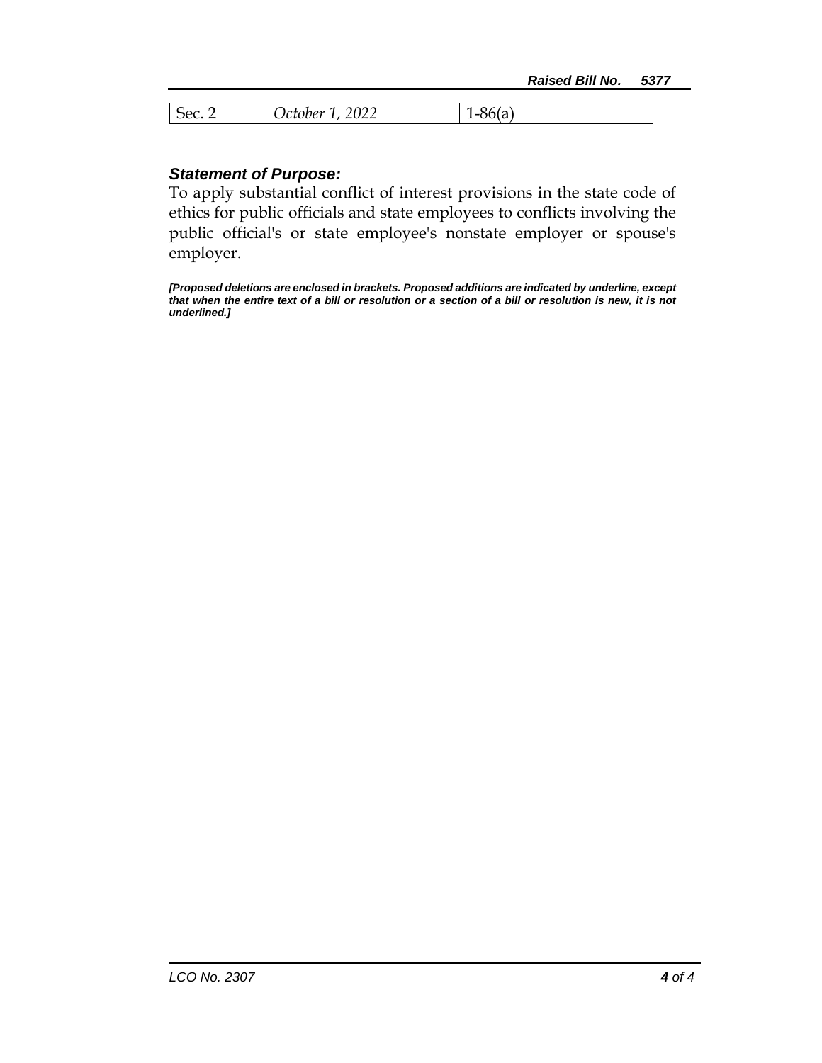| | | |
|---|---|---|
| Sec. 2 | *October 1, 2022* | 1-86(a) |

***Statement of Purpose:***

To apply substantial conflict of interest provisions in the state code of ethics for public officials and state employees to conflicts involving the public official's or state employee's nonstate employer or spouse's employer.

***[Proposed deletions are enclosed in brackets. Proposed additions are indicated by underline, except that when the entire text of a bill or resolution or a section of a bill or resolution is new, it is not underlined.]***